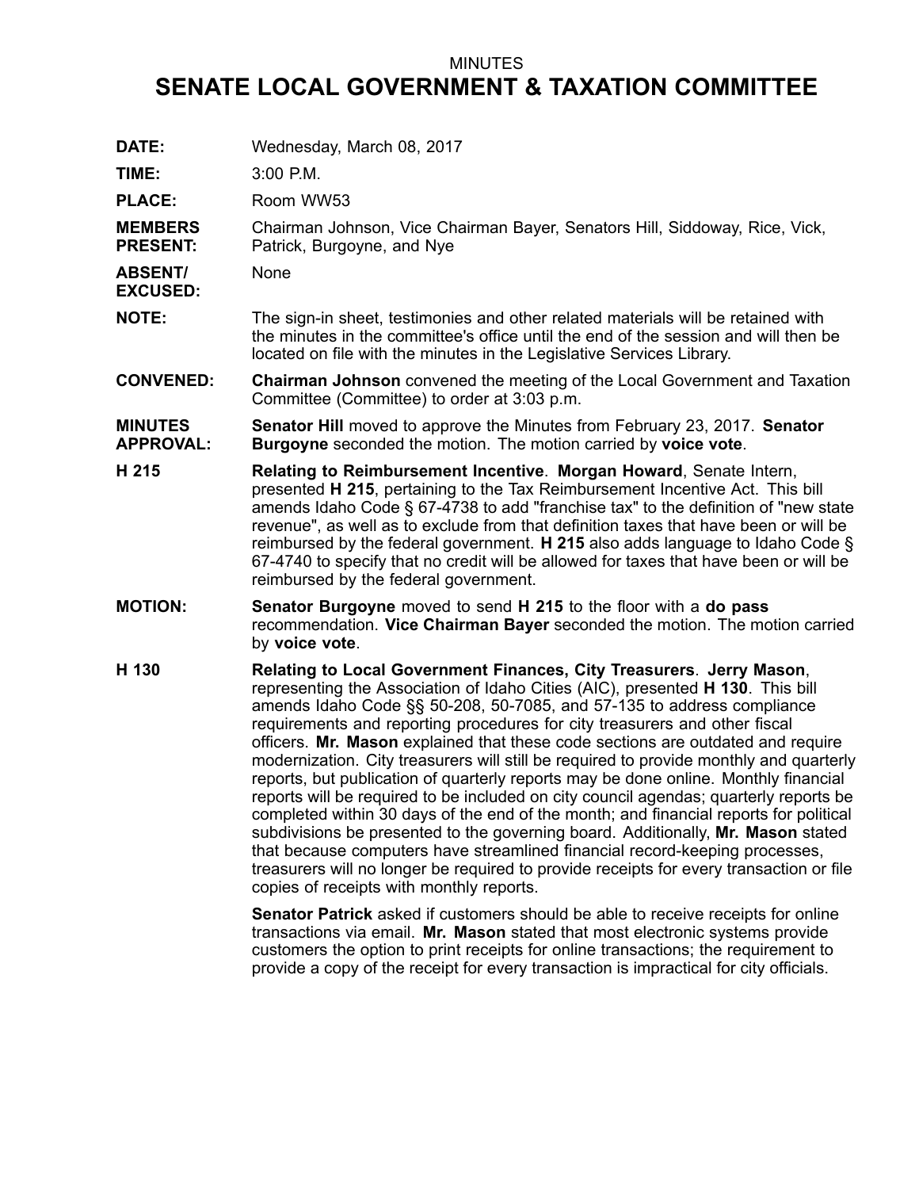MINUTES

# SENATE LOCAL GOVERNMENT & TAXATION COMMITTEE

**DATE:** Wednesday, March 08, 2017

**TIME:** 3:00 P.M.

**PLACE:** Room WW53

**MEMBERS PRESENT:** Chairman Johnson, Vice Chairman Bayer, Senators Hill, Siddoway, Rice, Vick, Patrick, Burgoyne, and Nye

**ABSENT/ EXCUSED:** None

**NOTE:** The sign-in sheet, testimonies and other related materials will be retained with the minutes in the committee's office until the end of the session and will then be located on file with the minutes in the Legislative Services Library.

**CONVENED:** **Chairman Johnson** convened the meeting of the Local Government and Taxation Committee (Committee) to order at 3:03 p.m.

**MINUTES APPROVAL:** **Senator Hill** moved to approve the Minutes from February 23, 2017. **Senator Burgoyne** seconded the motion. The motion carried by **voice vote**.

**H 215** **Relating to Reimbursement Incentive**. **Morgan Howard**, Senate Intern, presented **H 215**, pertaining to the Tax Reimbursement Incentive Act. This bill amends Idaho Code § 67-4738 to add "franchise tax" to the definition of "new state revenue", as well as to exclude from that definition taxes that have been or will be reimbursed by the federal government. **H 215** also adds language to Idaho Code § 67-4740 to specify that no credit will be allowed for taxes that have been or will be reimbursed by the federal government.

**MOTION:** **Senator Burgoyne** moved to send **H 215** to the floor with a **do pass** recommendation. **Vice Chairman Bayer** seconded the motion. The motion carried by **voice vote**.

**H 130** **Relating to Local Government Finances, City Treasurers**. **Jerry Mason**, representing the Association of Idaho Cities (AIC), presented **H 130**. This bill amends Idaho Code §§ 50-208, 50-7085, and 57-135 to address compliance requirements and reporting procedures for city treasurers and other fiscal officers. **Mr. Mason** explained that these code sections are outdated and require modernization. City treasurers will still be required to provide monthly and quarterly reports, but publication of quarterly reports may be done online. Monthly financial reports will be required to be included on city council agendas; quarterly reports be completed within 30 days of the end of the month; and financial reports for political subdivisions be presented to the governing board. Additionally, **Mr. Mason** stated that because computers have streamlined financial record-keeping processes, treasurers will no longer be required to provide receipts for every transaction or file copies of receipts with monthly reports.

**Senator Patrick** asked if customers should be able to receive receipts for online transactions via email. **Mr. Mason** stated that most electronic systems provide customers the option to print receipts for online transactions; the requirement to provide a copy of the receipt for every transaction is impractical for city officials.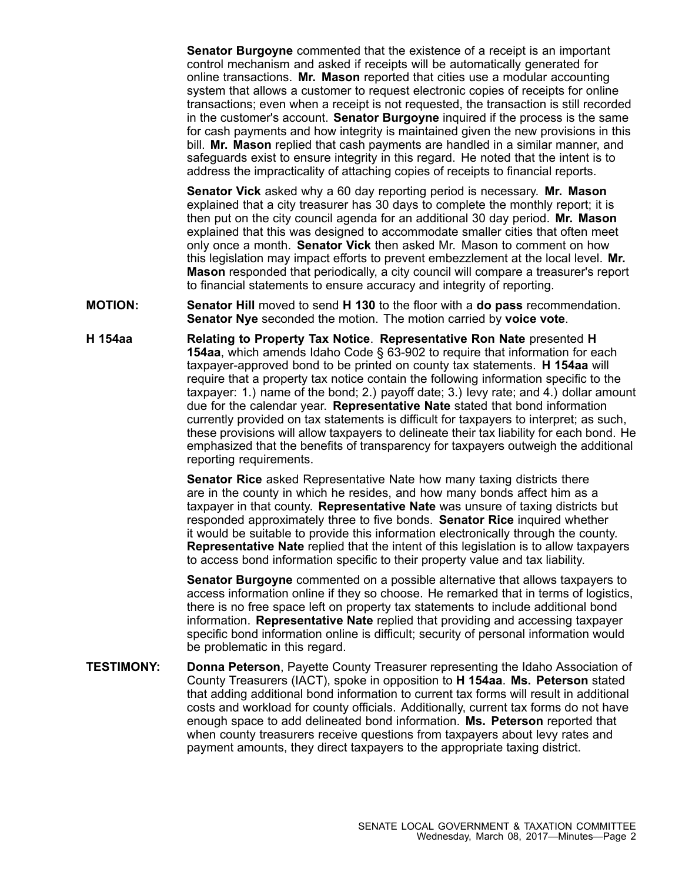**Senator Burgoyne** commented that the existence of a receipt is an important control mechanism and asked if receipts will be automatically generated for online transactions. **Mr. Mason** reported that cities use a modular accounting system that allows a customer to request electronic copies of receipts for online transactions; even when a receipt is not requested, the transaction is still recorded in the customer's account. **Senator Burgoyne** inquired if the process is the same for cash payments and how integrity is maintained given the new provisions in this bill. **Mr. Mason** replied that cash payments are handled in a similar manner, and safeguards exist to ensure integrity in this regard. He noted that the intent is to address the impracticality of attaching copies of receipts to financial reports.

**Senator Vick** asked why a 60 day reporting period is necessary. **Mr. Mason** explained that a city treasurer has 30 days to complete the monthly report; it is then put on the city council agenda for an additional 30 day period. **Mr. Mason** explained that this was designed to accommodate smaller cities that often meet only once a month. **Senator Vick** then asked Mr. Mason to comment on how this legislation may impact efforts to prevent embezzlement at the local level. **Mr. Mason** responded that periodically, a city council will compare a treasurer's report to financial statements to ensure accuracy and integrity of reporting.

**MOTION:** **Senator Hill** moved to send **H 130** to the floor with a **do pass** recommendation. **Senator Nye** seconded the motion. The motion carried by **voice vote**.

**H 154aa** **Relating to Property Tax Notice**. **Representative Ron Nate** presented **H 154aa**, which amends Idaho Code § 63-902 to require that information for each taxpayer-approved bond to be printed on county tax statements. **H 154aa** will require that a property tax notice contain the following information specific to the taxpayer: 1.) name of the bond; 2.) payoff date; 3.) levy rate; and 4.) dollar amount due for the calendar year. **Representative Nate** stated that bond information currently provided on tax statements is difficult for taxpayers to interpret; as such, these provisions will allow taxpayers to delineate their tax liability for each bond. He emphasized that the benefits of transparency for taxpayers outweigh the additional reporting requirements.

**Senator Rice** asked Representative Nate how many taxing districts there are in the county in which he resides, and how many bonds affect him as a taxpayer in that county. **Representative Nate** was unsure of taxing districts but responded approximately three to five bonds. **Senator Rice** inquired whether it would be suitable to provide this information electronically through the county. **Representative Nate** replied that the intent of this legislation is to allow taxpayers to access bond information specific to their property value and tax liability.

**Senator Burgoyne** commented on a possible alternative that allows taxpayers to access information online if they so choose. He remarked that in terms of logistics, there is no free space left on property tax statements to include additional bond information. **Representative Nate** replied that providing and accessing taxpayer specific bond information online is difficult; security of personal information would be problematic in this regard.

**TESTIMONY:** **Donna Peterson**, Payette County Treasurer representing the Idaho Association of County Treasurers (IACT), spoke in opposition to **H 154aa**. **Ms. Peterson** stated that adding additional bond information to current tax forms will result in additional costs and workload for county officials. Additionally, current tax forms do not have enough space to add delineated bond information. **Ms. Peterson** reported that when county treasurers receive questions from taxpayers about levy rates and payment amounts, they direct taxpayers to the appropriate taxing district.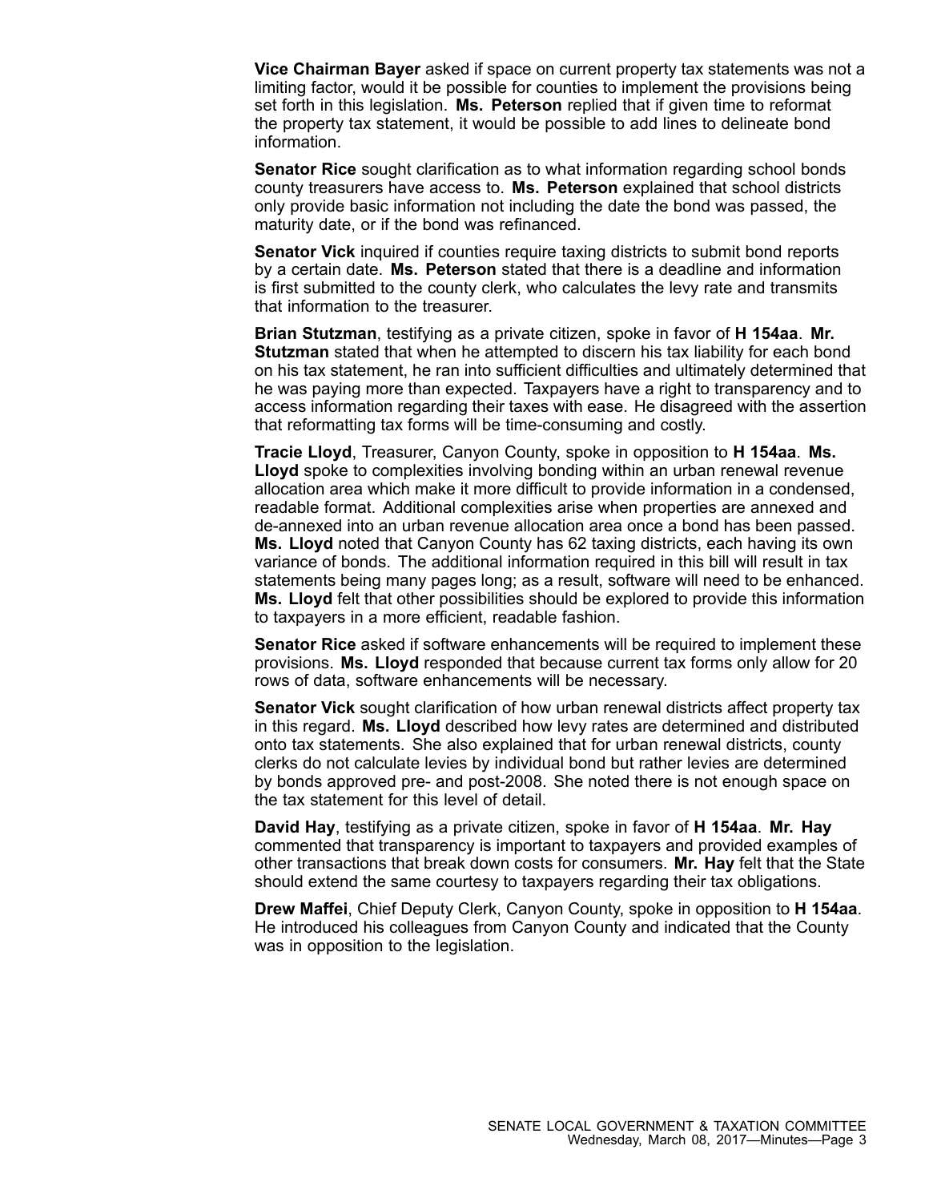**Vice Chairman Bayer** asked if space on current property tax statements was not a limiting factor, would it be possible for counties to implement the provisions being set forth in this legislation. **Ms. Peterson** replied that if given time to reformat the property tax statement, it would be possible to add lines to delineate bond information.

**Senator Rice** sought clarification as to what information regarding school bonds county treasurers have access to. **Ms. Peterson** explained that school districts only provide basic information not including the date the bond was passed, the maturity date, or if the bond was refinanced.

**Senator Vick** inquired if counties require taxing districts to submit bond reports by a certain date. **Ms. Peterson** stated that there is a deadline and information is first submitted to the county clerk, who calculates the levy rate and transmits that information to the treasurer.

**Brian Stutzman**, testifying as a private citizen, spoke in favor of **H 154aa**. **Mr. Stutzman** stated that when he attempted to discern his tax liability for each bond on his tax statement, he ran into sufficient difficulties and ultimately determined that he was paying more than expected. Taxpayers have a right to transparency and to access information regarding their taxes with ease. He disagreed with the assertion that reformatting tax forms will be time-consuming and costly.

**Tracie Lloyd**, Treasurer, Canyon County, spoke in opposition to **H 154aa**. **Ms. Lloyd** spoke to complexities involving bonding within an urban renewal revenue allocation area which make it more difficult to provide information in a condensed, readable format. Additional complexities arise when properties are annexed and de-annexed into an urban revenue allocation area once a bond has been passed. **Ms. Lloyd** noted that Canyon County has 62 taxing districts, each having its own variance of bonds. The additional information required in this bill will result in tax statements being many pages long; as a result, software will need to be enhanced. **Ms. Lloyd** felt that other possibilities should be explored to provide this information to taxpayers in a more efficient, readable fashion.

**Senator Rice** asked if software enhancements will be required to implement these provisions. **Ms. Lloyd** responded that because current tax forms only allow for 20 rows of data, software enhancements will be necessary.

**Senator Vick** sought clarification of how urban renewal districts affect property tax in this regard. **Ms. Lloyd** described how levy rates are determined and distributed onto tax statements. She also explained that for urban renewal districts, county clerks do not calculate levies by individual bond but rather levies are determined by bonds approved pre- and post-2008. She noted there is not enough space on the tax statement for this level of detail.

**David Hay**, testifying as a private citizen, spoke in favor of **H 154aa**. **Mr. Hay** commented that transparency is important to taxpayers and provided examples of other transactions that break down costs for consumers. **Mr. Hay** felt that the State should extend the same courtesy to taxpayers regarding their tax obligations.

**Drew Maffei**, Chief Deputy Clerk, Canyon County, spoke in opposition to **H 154aa**. He introduced his colleagues from Canyon County and indicated that the County was in opposition to the legislation.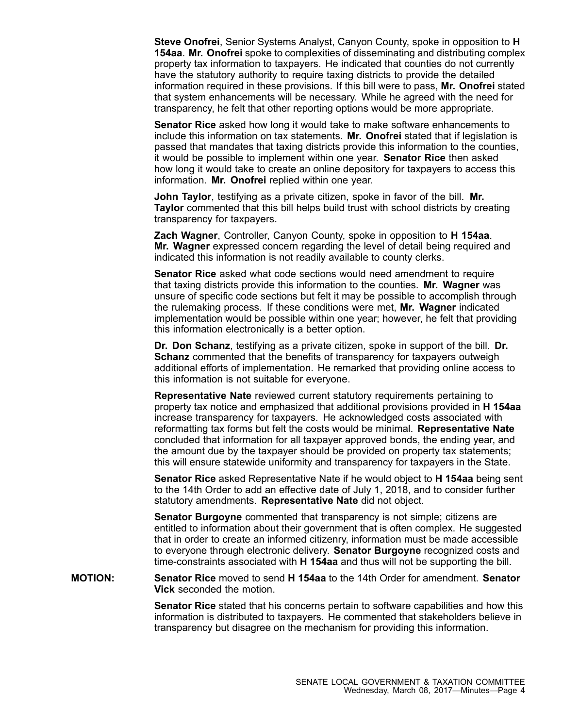**Steve Onofrei**, Senior Systems Analyst, Canyon County, spoke in opposition to **H 154aa**. **Mr. Onofrei** spoke to complexities of disseminating and distributing complex property tax information to taxpayers. He indicated that counties do not currently have the statutory authority to require taxing districts to provide the detailed information required in these provisions. If this bill were to pass, **Mr. Onofrei** stated that system enhancements will be necessary. While he agreed with the need for transparency, he felt that other reporting options would be more appropriate.

**Senator Rice** asked how long it would take to make software enhancements to include this information on tax statements. **Mr. Onofrei** stated that if legislation is passed that mandates that taxing districts provide this information to the counties, it would be possible to implement within one year. **Senator Rice** then asked how long it would take to create an online depository for taxpayers to access this information. **Mr. Onofrei** replied within one year.

**John Taylor**, testifying as a private citizen, spoke in favor of the bill. **Mr. Taylor** commented that this bill helps build trust with school districts by creating transparency for taxpayers.

**Zach Wagner**, Controller, Canyon County, spoke in opposition to **H 154aa**. **Mr. Wagner** expressed concern regarding the level of detail being required and indicated this information is not readily available to county clerks.

**Senator Rice** asked what code sections would need amendment to require that taxing districts provide this information to the counties. **Mr. Wagner** was unsure of specific code sections but felt it may be possible to accomplish through the rulemaking process. If these conditions were met, **Mr. Wagner** indicated implementation would be possible within one year; however, he felt that providing this information electronically is a better option.

**Dr. Don Schanz**, testifying as a private citizen, spoke in support of the bill. **Dr. Schanz** commented that the benefits of transparency for taxpayers outweigh additional efforts of implementation. He remarked that providing online access to this information is not suitable for everyone.

**Representative Nate** reviewed current statutory requirements pertaining to property tax notice and emphasized that additional provisions provided in **H 154aa** increase transparency for taxpayers. He acknowledged costs associated with reformatting tax forms but felt the costs would be minimal. **Representative Nate** concluded that information for all taxpayer approved bonds, the ending year, and the amount due by the taxpayer should be provided on property tax statements; this will ensure statewide uniformity and transparency for taxpayers in the State.

**Senator Rice** asked Representative Nate if he would object to **H 154aa** being sent to the 14th Order to add an effective date of July 1, 2018, and to consider further statutory amendments. **Representative Nate** did not object.

**Senator Burgoyne** commented that transparency is not simple; citizens are entitled to information about their government that is often complex. He suggested that in order to create an informed citizenry, information must be made accessible to everyone through electronic delivery. **Senator Burgoyne** recognized costs and time-constraints associated with **H 154aa** and thus will not be supporting the bill.

**MOTION:** **Senator Rice** moved to send **H 154aa** to the 14th Order for amendment. **Senator Vick** seconded the motion.

**Senator Rice** stated that his concerns pertain to software capabilities and how this information is distributed to taxpayers. He commented that stakeholders believe in transparency but disagree on the mechanism for providing this information.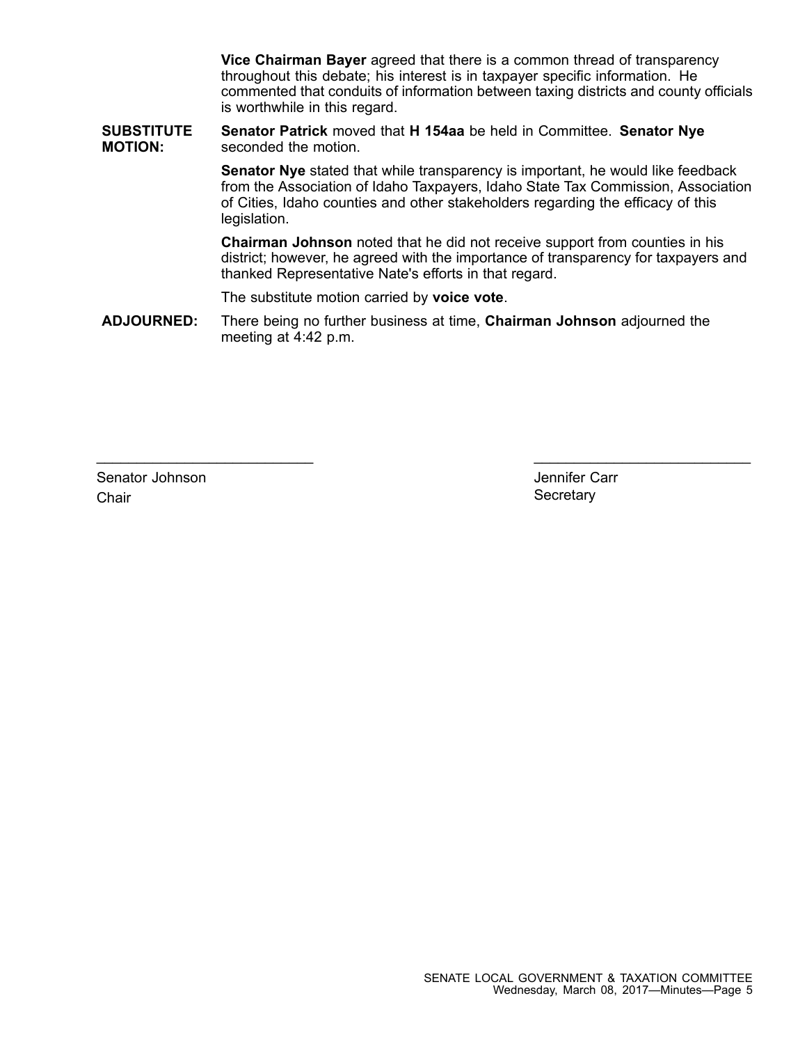**Vice Chairman Bayer** agreed that there is a common thread of transparency throughout this debate; his interest is in taxpayer specific information. He commented that conduits of information between taxing districts and county officials is worthwhile in this regard.

**SUBSTITUTE MOTION:** **Senator Patrick** moved that **H 154aa** be held in Committee. **Senator Nye** seconded the motion.

**Senator Nye** stated that while transparency is important, he would like feedback from the Association of Idaho Taxpayers, Idaho State Tax Commission, Association of Cities, Idaho counties and other stakeholders regarding the efficacy of this legislation.

**Chairman Johnson** noted that he did not receive support from counties in his district; however, he agreed with the importance of transparency for taxpayers and thanked Representative Nate's efforts in that regard.

The substitute motion carried by **voice vote**.

**ADJOURNED:** There being no further business at time, **Chairman Johnson** adjourned the meeting at 4:42 p.m.

___________________________
Senator Johnson
Chair

___________________________
Jennifer Carr
Secretary